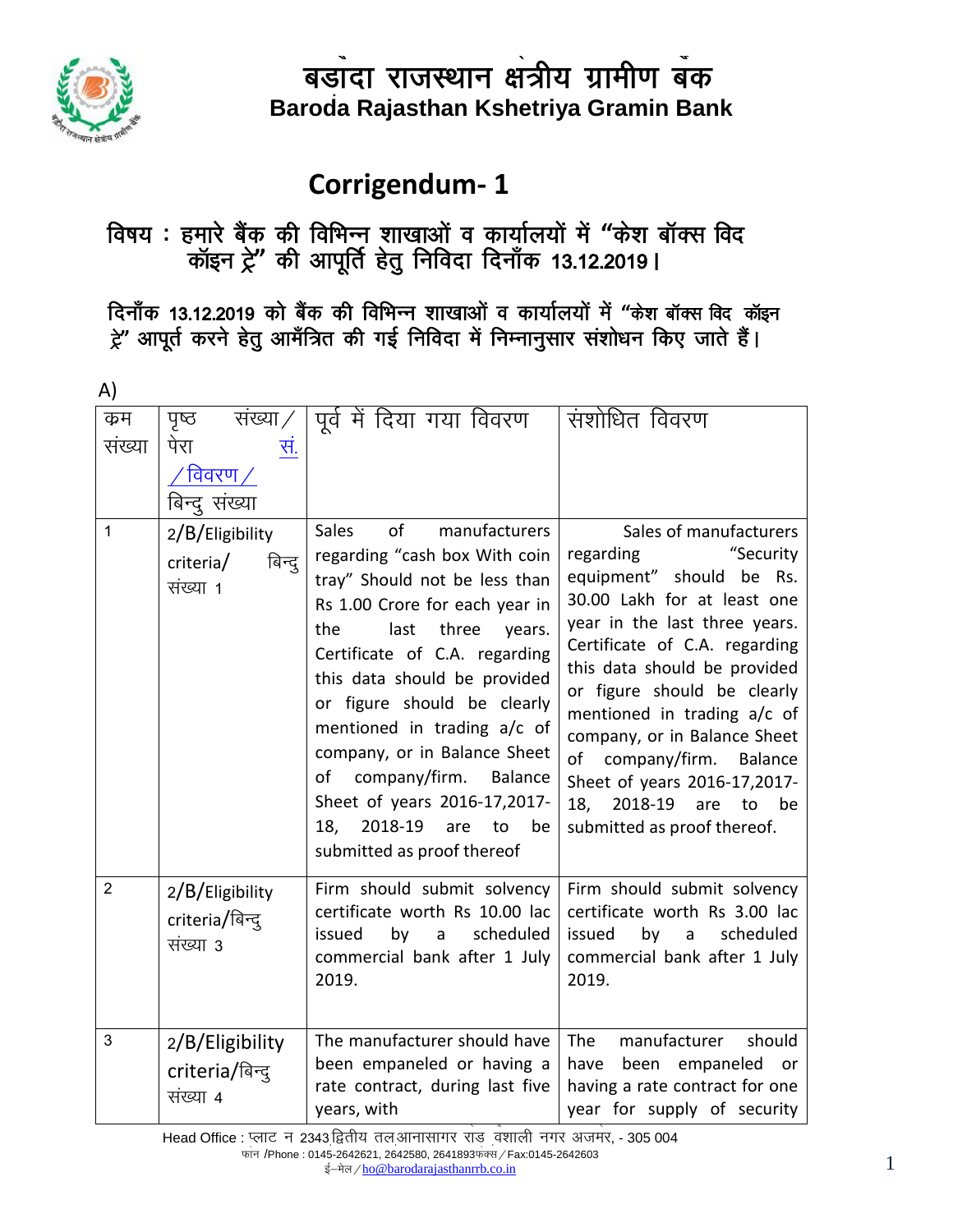# बड़ौदा राजस्थान क्षेत्रीय ग्रामीण बैंक

**Baroda Rajasthan Kshetriya Gramin Bank**

## Corrigendum- 1

### विषय : हमारे बैंक की विभिन्न शाखाओं व कार्यालयों में "केश बॉक्स विद कॉइन ट्रे" की आपूर्ति हेतु निविदा दिनाँक 13.12.2019।

**दिनाँक 13.12.2019 को बैंक की विभिन्न शाखाओं व कार्यालयों में "केश बॉक्स विद कॉइन ट्रे" आपूर्त करने हेतु आमँत्रित की गई निविदा में निम्नानुसार संशोधन किए जाते हैं।**

A)

| क्रम संख्या | पृष्ठ संख्या/ पेरा सं. /विवरण/ बिन्दु संख्या | पूर्व में दिया गया विवरण | संशोधित विवरण |
|---|---|---|---|
| 1 | 2/B/Eligibility criteria/ बिन्दु संख्या 1 | Sales of manufacturers regarding "cash box With coin tray" Should not be less than Rs 1.00 Crore for each year in the last three years. Certificate of C.A. regarding this data should be provided or figure should be clearly mentioned in trading a/c of company, or in Balance Sheet of company/firm. Balance Sheet of years 2016-17,2017-18, 2018-19 are to be submitted as proof thereof | Sales of manufacturers regarding "Security equipment" should be Rs. 30.00 Lakh for at least one year in the last three years. Certificate of C.A. regarding this data should be provided or figure should be clearly mentioned in trading a/c of company, or in Balance Sheet of company/firm. Balance Sheet of years 2016-17,2017-18, 2018-19 are to be submitted as proof thereof. |
| 2 | 2/B/Eligibility criteria/बिन्दु संख्या 3 | Firm should submit solvency certificate worth Rs 10.00 lac issued by a scheduled commercial bank after 1 July 2019. | Firm should submit solvency certificate worth Rs 3.00 lac issued by a scheduled commercial bank after 1 July 2019. |
| 3 | 2/B/Eligibility criteria/बिन्दु संख्या 4 | The manufacturer should have been empaneled or having a rate contract, during last five years, with | The manufacturer should have been empaneled or having a rate contract for one year for supply of security |

Head Office : प्लाट न 2343 द्वितीय तल आनासागर राड वेशाली नगर अजमेर, - 305 004
फोन /Phone : 0145-2642621, 2642580, 2641893फेक्स/Fax:0145-2642603
ई–मेल/ho@barodarajasthanrrb.co.in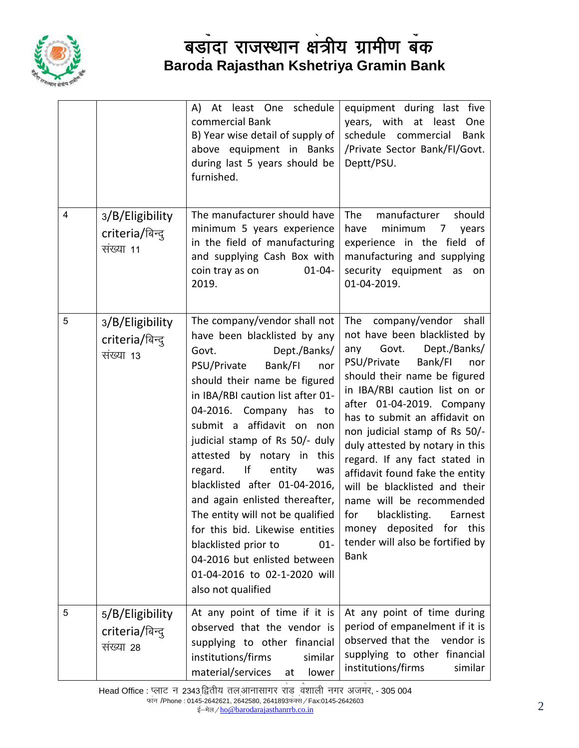# बड़ौदा राजस्थान क्षेत्रीय ग्रामीण बैंक
## Baroda Rajasthan Kshetriya Gramin Bank

| | | | |
|---|---|---|---|
| | | A) At least One schedule commercial Bank<br>B) Year wise detail of supply of above equipment in Banks during last 5 years should be furnished. | equipment during last five years, with at least One schedule commercial Bank /Private Sector Bank/FI/Govt. Deptt/PSU. |
| 4 | 3/B/Eligibility criteria/बिन्दु संख्या 11 | The manufacturer should have minimum 5 years experience in the field of manufacturing and supplying Cash Box with coin tray as on 01-04-2019. | The manufacturer should have minimum 7 years experience in the field of manufacturing and supplying security equipment as on 01-04-2019. |
| 5 | 3/B/Eligibility criteria/बिन्दु संख्या 13 | The company/vendor shall not have been blacklisted by any Govt. Dept./Banks/ PSU/Private Bank/FI nor should their name be figured in IBA/RBI caution list after 01-04-2016. Company has to submit a affidavit on non judicial stamp of Rs 50/- duly attested by notary in this regard. If entity was blacklisted after 01-04-2016, and again enlisted thereafter, The entity will not be qualified for this bid. Likewise entities blacklisted prior to 01-04-2016 but enlisted between 01-04-2016 to 02-1-2020 will also not qualified | The company/vendor shall not have been blacklisted by any Govt. Dept./Banks/ PSU/Private Bank/FI nor should their name be figured in IBA/RBI caution list on or after 01-04-2019. Company has to submit an affidavit on non judicial stamp of Rs 50/- duly attested by notary in this regard. If any fact stated in affidavit found fake the entity will be blacklisted and their name will be recommended for blacklisting. Earnest money deposited for this tender will also be fortified by Bank |
| 5 | 5/B/Eligibility criteria/बिन्दु संख्या 28 | At any point of time if it is observed that the vendor is supplying to other financial institutions/firms similar material/services at lower | At any point of time during period of empanelment if it is observed that the vendor is supplying to other financial institutions/firms similar |

Head Office : प्लाट न 2343 द्वितीय तल आनासागर रोड वैशाली नगर अजमेर, - 305 004
फोन /Phone : 0145-2642621, 2642580, 2641893 फैक्स / Fax:0145-2642603
ई–मेल / ho@barodarajasthanrrb.co.in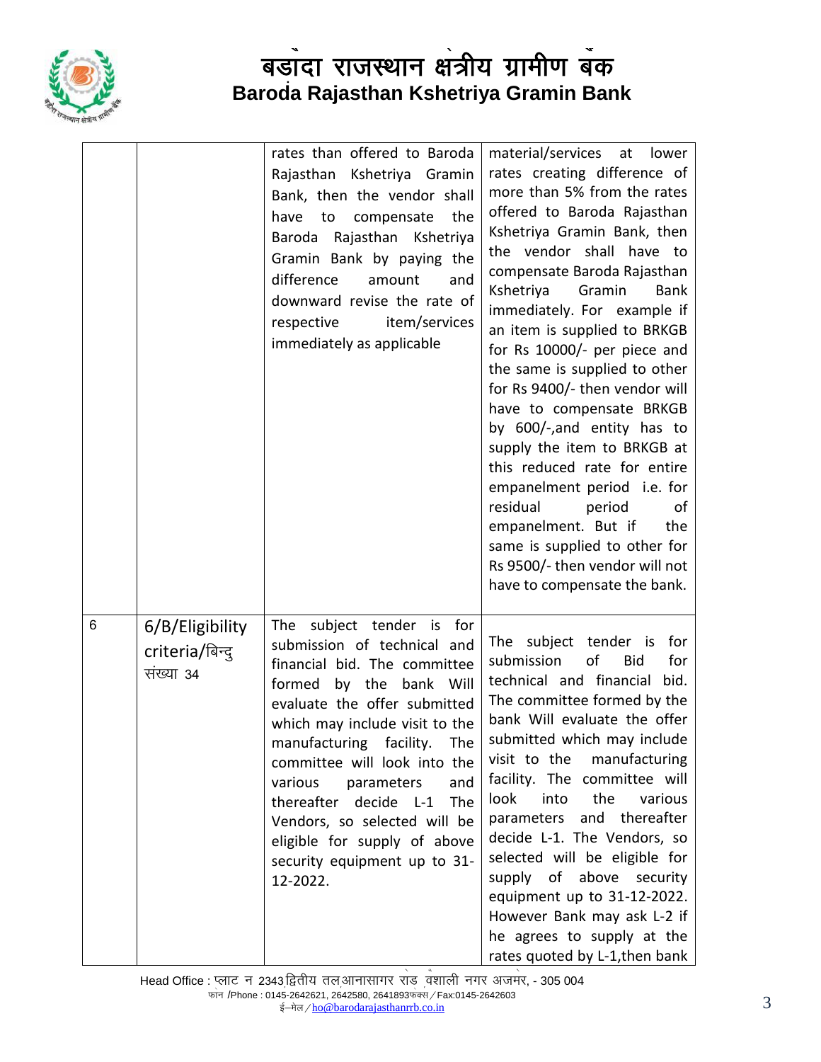| | | rates than offered to Baroda Rajasthan Kshetriya Gramin Bank, then the vendor shall have to compensate the Baroda Rajasthan Kshetriya Gramin Bank by paying the difference amount and downward revise the rate of respective item/services immediately as applicable | material/services at lower rates creating difference of more than 5% from the rates offered to Baroda Rajasthan Kshetriya Gramin Bank, then the vendor shall have to compensate Baroda Rajasthan Kshetriya Gramin Bank immediately. For example if an item is supplied to BRKGB for Rs 10000/- per piece and the same is supplied to other for Rs 9400/- then vendor will have to compensate BRKGB by 600/-,and entity has to supply the item to BRKGB at this reduced rate for entire empanelment period i.e. for residual period of empanelment. But if the same is supplied to other for Rs 9500/- then vendor will not have to compensate the bank. |
|---|---|---|---|
| 6 | 6/B/Eligibility criteria/बिन्दु संख्या 34 | The subject tender is for submission of technical and financial bid. The committee formed by the bank Will evaluate the offer submitted which may include visit to the manufacturing facility. The committee will look into the various parameters and thereafter decide L-1 The Vendors, so selected will be eligible for supply of above security equipment up to 31-12-2022. | The subject tender is for submission of Bid for technical and financial bid. The committee formed by the bank Will evaluate the offer submitted which may include visit to the manufacturing facility. The committee will look into the various parameters and thereafter decide L-1. The Vendors, so selected will be eligible for supply of above security equipment up to 31-12-2022. However Bank may ask L-2 if he agrees to supply at the rates quoted by L-1,then bank |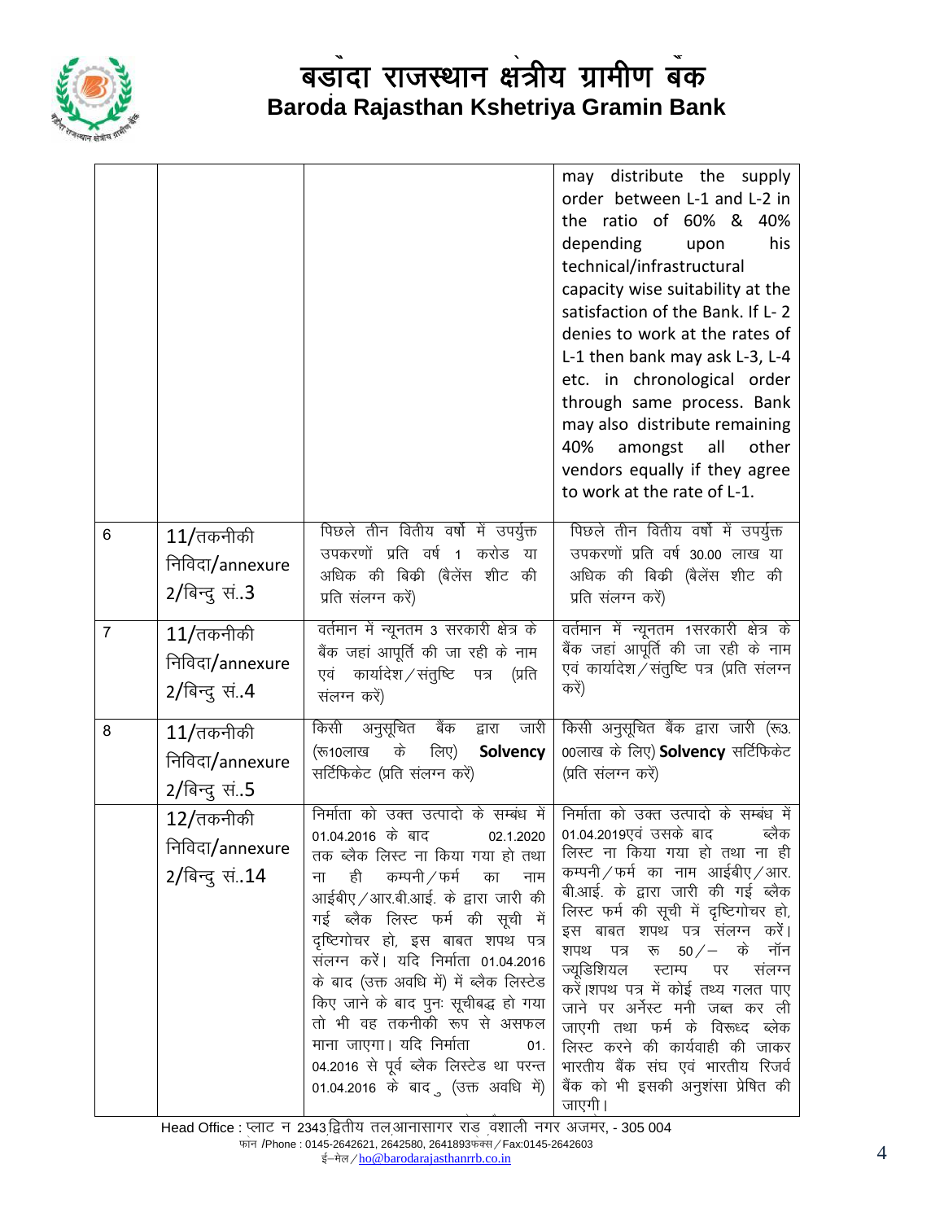# बड़ौदा राजस्थान क्षेत्रीय ग्रामीण बैंक

## Baroda Rajasthan Kshetriya Gramin Bank

| | | | |
|---|---|---|---|
| | | | may distribute the supply order between L-1 and L-2 in the ratio of 60% & 40% depending upon his technical/infrastructural capacity wise suitability at the satisfaction of the Bank. If L- 2 denies to work at the rates of L-1 then bank may ask L-3, L-4 etc. in chronological order through same process. Bank may also distribute remaining 40% amongst all other vendors equally if they agree to work at the rate of L-1. |
| 6 | 11/तकनीकी निविदा/annexure 2/बिन्दु सं..3 | पिछले तीन वित्तीय वर्षो में उपर्युक्त उपकरणों प्रति वर्ष 1 करोड या अधिक की बिक्री (बैलेंस शीट की प्रति संलग्न करें) | पिछले तीन वित्तीय वर्षो में उपर्युक्त उपकरणों प्रति वर्ष 30.00 लाख या अधिक की बिक्री (बैलेंस शीट की प्रति संलग्न करें) |
| 7 | 11/तकनीकी निविदा/annexure 2/बिन्दु सं..4 | वर्तमान में न्यूनतम 3 सरकारी क्षेत्र के बैंक जहां आपूर्ति की जा रही के नाम एवं कार्यादेश/संतुष्टि पत्र (प्रति संलग्न करें) | वर्तमान में न्यूनतम 1सरकारी क्षेत्र के बैंक जहां आपूर्ति की जा रही के नाम एवं कार्यादेश/संतुष्टि पत्र (प्रति संलग्न करें) |
| 8 | 11/तकनीकी निविदा/annexure 2/बिन्दु सं..5 | किसी अनुसूचित बैंक द्वारा जारी (रू10लाख के लिए) **Solvency** सर्टिफिकेट (प्रति संलग्न करें) | किसी अनुसूचित बैंक द्वारा जारी (रू3. 00लाख के लिए) **Solvency** सर्टिफिकेट (प्रति संलग्न करें) |
| | 12/तकनीकी निविदा/annexure 2/बिन्दु सं..14 | निर्माता को उक्त उत्पादो के सम्बंध में 01.04.2016 के बाद 02.1.2020 तक ब्लैक लिस्ट ना किया गया हो तथा ना ही कम्पनी/फर्म का नाम आईबीए/आर.बी.आई. के द्वारा जारी की गई ब्लैक लिस्ट फर्म की सूची में दृष्टिगोचर हो, इस बाबत शपथ पत्र संलग्न करें। यदि निर्माता 01.04.2016 के बाद (उक्त अवधि में) में ब्लैक लिस्टेड किए जाने के बाद पुनः सूचीबद्ध हो गया तो भी वह तकनीकी रूप से असफल माना जाएगा। यदि निर्माता 01. 04.2016 से पूर्व ब्लैक लिस्टेड था परन्त 01.04.2016 के बाद (उक्त अवधि में) | निर्माता को उक्त उत्पादो के सम्बंध में 01.04.2019एवं उसके बाद ब्लैक लिस्ट ना किया गया हो तथा ना ही कम्पनी/फर्म का नाम आईबीए/आर. बी.आई. के द्वारा जारी की गई ब्लैक लिस्ट फर्म की सूची में दृष्टिगोचर हो, इस बाबत शपथ पत्र संलग्न करें। शपथ पत्र रू 50/– के नॉन ज्यूडिशियल स्टाम्प पर संलग्न करें।शपथ पत्र में कोई तथ्य गलत पाए जाने पर अर्नेस्ट मनी जब्त कर ली जाएगी तथा फर्म के विरूध्द ब्लेक लिस्ट करने की कार्यवाही की जाकर भारतीय बैंक संघ एवं भारतीय रिजर्व बैंक को भी इसकी अनुशंसा प्रेषित की जाएगी। |

Head Office : प्लाट न 2343 द्वितीय तल आनासागर राड वैशाली नगर अजमेर, - 305 004
फोन /Phone : 0145-2642621, 2642580, 2641893फैक्स/Fax:0145-2642603
ई–मेल/ho@barodarajasthanrrb.co.in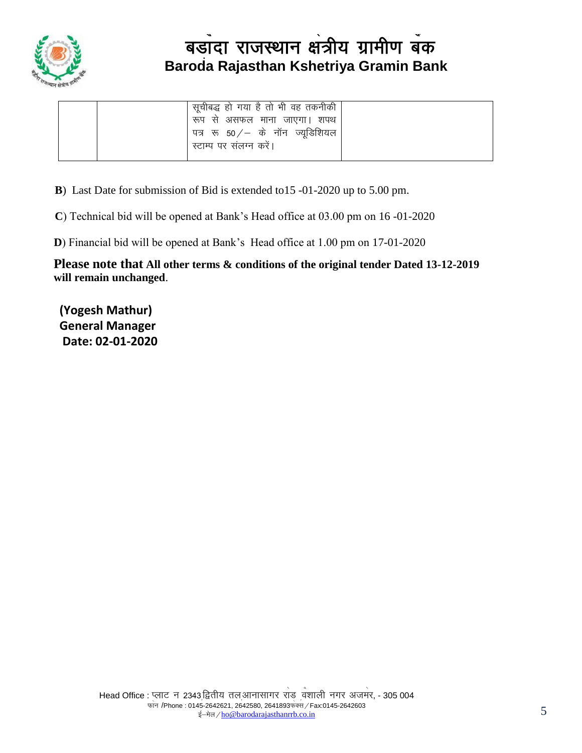| | | | |
|---|---|---|---|
| | | सूचीबद्ध हो गया है तो भी वह तकनीकी रूप से असफल माना जाएगा। शपथ पत्र रू 50/– के नॉन ज्यूडिशियल स्टाम्प पर संलग्न करें। | |

**B**) Last Date for submission of Bid is extended to15 -01-2020 up to 5.00 pm.

**C**) Technical bid will be opened at Bank's Head office at 03.00 pm on 16 -01-2020

**D**) Financial bid will be opened at Bank's Head office at 1.00 pm on 17-01-2020

**Please note that All other terms & conditions of the original tender Dated 13-12-2019 will remain unchanged**.

**(Yogesh Mathur)**
**General Manager**
**Date: 02-01-2020**